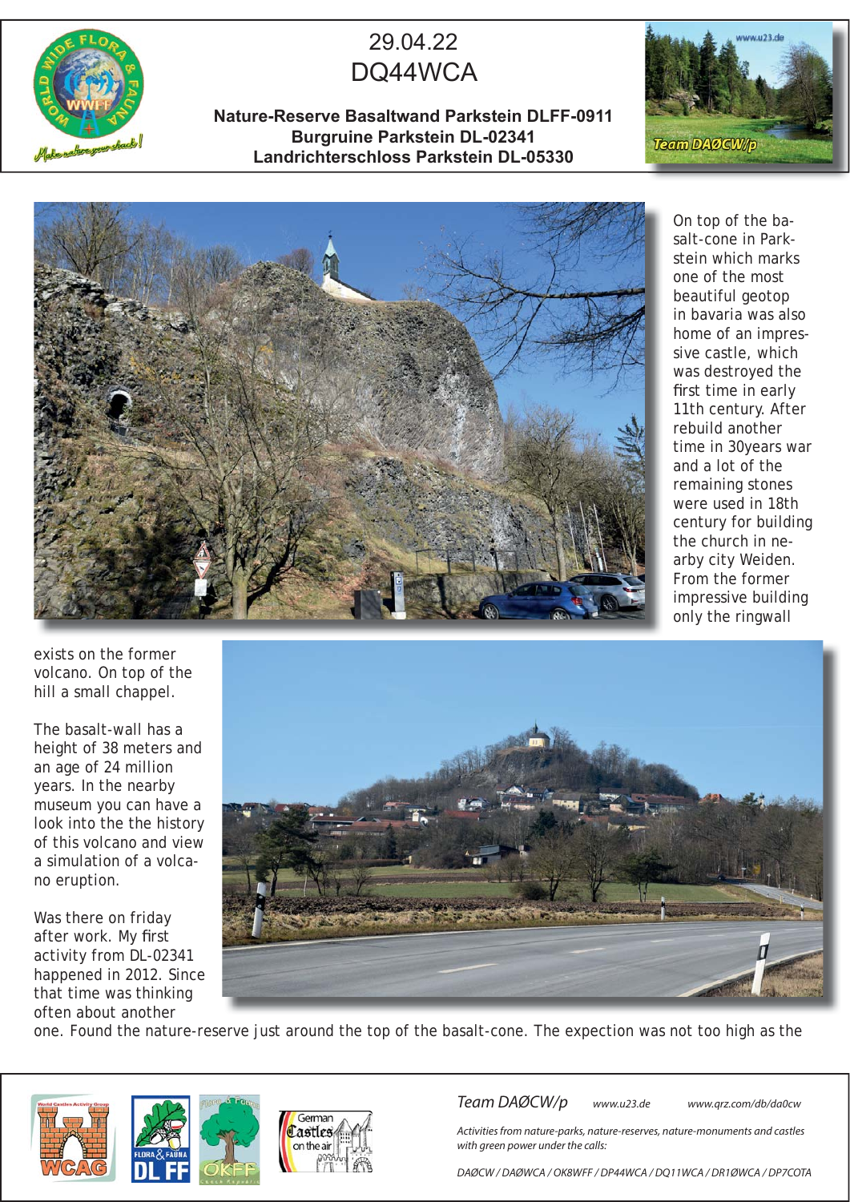# 29.04.22
# DQ44WCA

**Nature-Reserve Basaltwand Parkstein DLFF-0911**
**Burgruine Parkstein DL-02341**
**Landrichterschloss Parkstein DL-05330**

On top of the basalt-cone in Parkstein which marks one of the most beautiful geotop in bavaria was also home of an impressive castle, which was destroyed the first time in early 11th century. After rebuild another time in 30years war and a lot of the remaining stones were used in 18th century for building the church in nearby city Weiden. From the former impressive building only the ringwall exists on the former volcano. On top of the hill a small chappel.

The basalt-wall has a height of 38 meters and an age of 24 million years. In the nearby museum you can have a look into the the history of this volcano and view a simulation of a volcano eruption.

Was there on friday after work. My first activity from DL-02341 happened in 2012. Since that time was thinking often about another one. Found the nature-reserve just around the top of the basalt-cone. The expection was not too high as the

*Team DAØCW/p* *www.u23.de* *www.qrz.com/db/da0cw*

*Activities from nature-parks, nature-reserves, nature-monuments and castles with green power under the calls:*

*DAØCW / DAØWCA / OK8WFF / DP44WCA / DQ11WCA / DR1ØWCA / DP7COTA*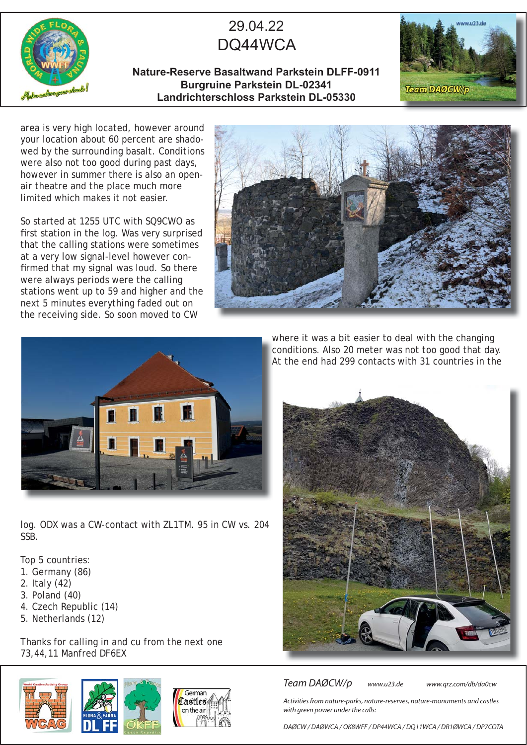29.04.22

DQ44WCA

**Nature-Reserve Basaltwand Parkstein DLFF-0911**
**Burgruine Parkstein DL-02341**
**Landrichterschloss Parkstein DL-05330**

area is very high located, however around your location about 60 percent are shadowed by the surrounding basalt. Conditions were also not too good during past days, however in summer there is also an open-air theatre and the place much more limited which makes it not easier.

So started at 1255 UTC with SQ9CWO as first station in the log. Was very surprised that the calling stations were sometimes at a very low signal-level however confirmed that my signal was loud. So there were always periods were the calling stations went up to 59 and higher and the next 5 minutes everything faded out on the receiving side. So soon moved to CW where it was a bit easier to deal with the changing conditions. Also 20 meter was not too good that day. At the end had 299 contacts with 31 countries in the log. ODX was a CW-contact with ZL1TM. 95 in CW vs. 204 SSB.

Top 5 countries:
1. Germany (86)
2. Italy (42)
3. Poland (40)
4. Czech Republic (14)
5. Netherlands (12)

Thanks for calling in and cu from the next one
73,44,11 Manfred DF6EX

*Team DAØCW/p* *www.u23.de* *www.qrz.com/db/da0cw*

*Activities from nature-parks, nature-reserves, nature-monuments and castles with green power under the calls:*

*DAØCW / DAØWCA / OK8WFF / DP44WCA / DQ11WCA / DR1ØWCA / DP7COTA*